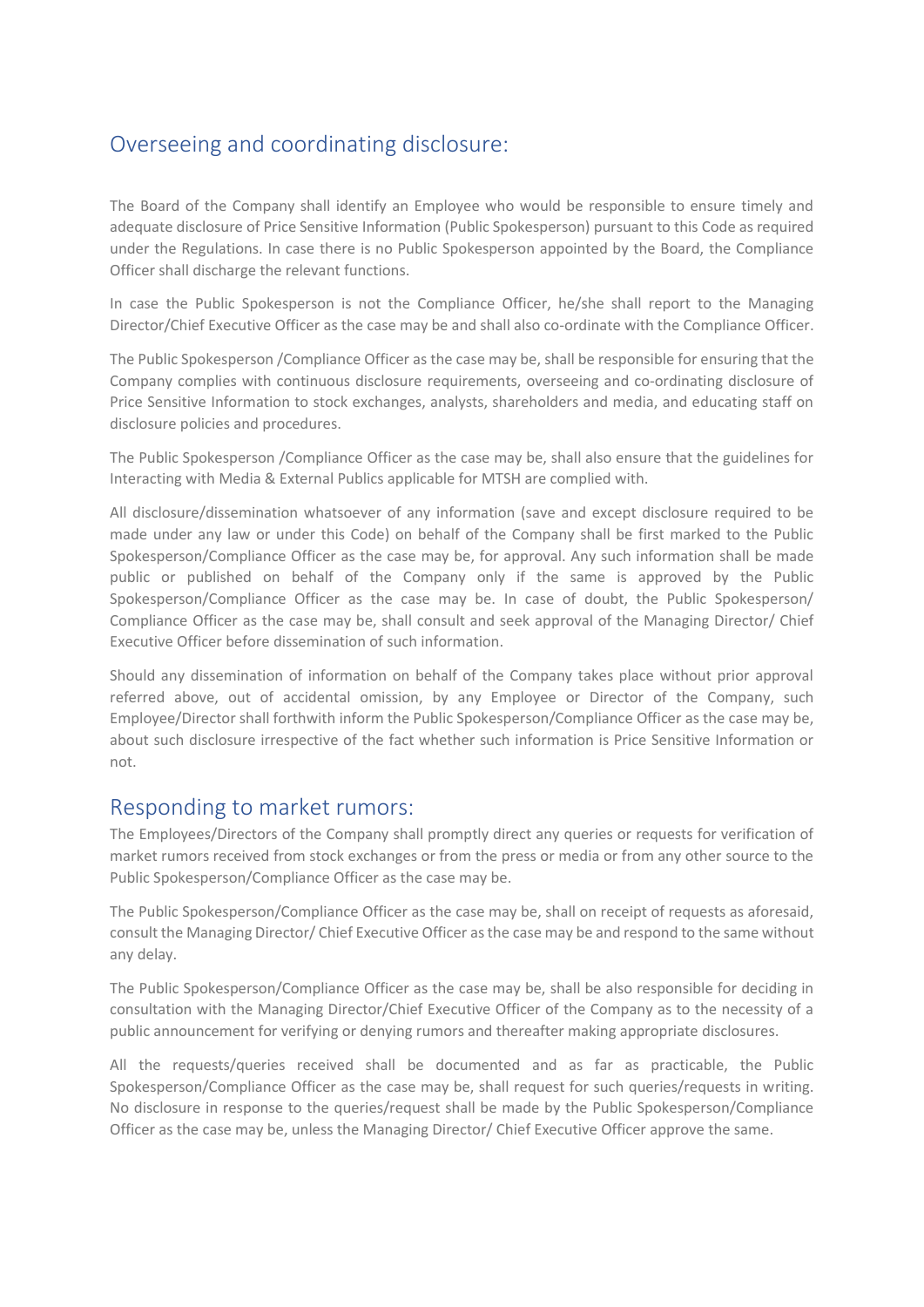## Overseeing and coordinating disclosure:

The Board of the Company shall identify an Employee who would be responsible to ensure timely and adequate disclosure of Price Sensitive Information (Public Spokesperson) pursuant to this Code as required under the Regulations. In case there is no Public Spokesperson appointed by the Board, the Compliance Officer shall discharge the relevant functions.

In case the Public Spokesperson is not the Compliance Officer, he/she shall report to the Managing Director/Chief Executive Officer as the case may be and shall also co-ordinate with the Compliance Officer.

The Public Spokesperson /Compliance Officer as the case may be, shall be responsible for ensuring that the Company complies with continuous disclosure requirements, overseeing and co-ordinating disclosure of Price Sensitive Information to stock exchanges, analysts, shareholders and media, and educating staff on disclosure policies and procedures.

The Public Spokesperson /Compliance Officer as the case may be, shall also ensure that the guidelines for Interacting with Media & External Publics applicable for MTSH are complied with.

All disclosure/dissemination whatsoever of any information (save and except disclosure required to be made under any law or under this Code) on behalf of the Company shall be first marked to the Public Spokesperson/Compliance Officer as the case may be, for approval. Any such information shall be made public or published on behalf of the Company only if the same is approved by the Public Spokesperson/Compliance Officer as the case may be. In case of doubt, the Public Spokesperson/ Compliance Officer as the case may be, shall consult and seek approval of the Managing Director/ Chief Executive Officer before dissemination of such information.

Should any dissemination of information on behalf of the Company takes place without prior approval referred above, out of accidental omission, by any Employee or Director of the Company, such Employee/Director shall forthwith inform the Public Spokesperson/Compliance Officer as the case may be, about such disclosure irrespective of the fact whether such information is Price Sensitive Information or not.

## Responding to market rumors:

The Employees/Directors of the Company shall promptly direct any queries or requests for verification of market rumors received from stock exchanges or from the press or media or from any other source to the Public Spokesperson/Compliance Officer as the case may be.

The Public Spokesperson/Compliance Officer as the case may be, shall on receipt of requests as aforesaid, consult the Managing Director/ Chief Executive Officer as the case may be and respond to the same without any delay.

The Public Spokesperson/Compliance Officer as the case may be, shall be also responsible for deciding in consultation with the Managing Director/Chief Executive Officer of the Company as to the necessity of a public announcement for verifying or denying rumors and thereafter making appropriate disclosures.

All the requests/queries received shall be documented and as far as practicable, the Public Spokesperson/Compliance Officer as the case may be, shall request for such queries/requests in writing. No disclosure in response to the queries/request shall be made by the Public Spokesperson/Compliance Officer as the case may be, unless the Managing Director/ Chief Executive Officer approve the same.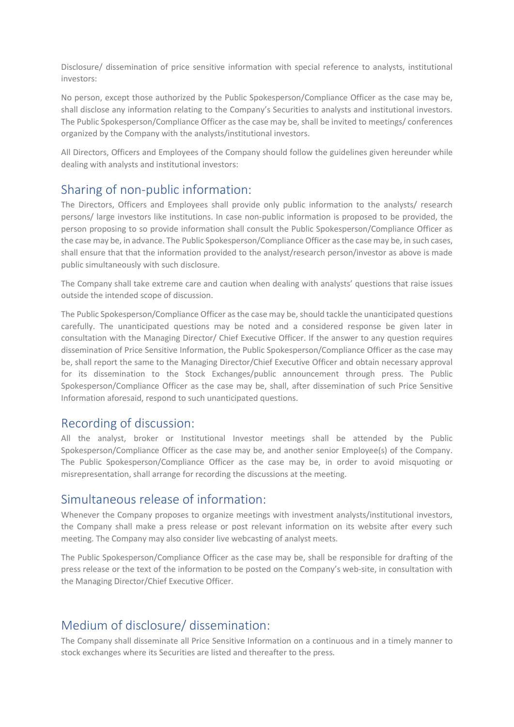Disclosure/ dissemination of price sensitive information with special reference to analysts, institutional investors:

No person, except those authorized by the Public Spokesperson/Compliance Officer as the case may be, shall disclose any information relating to the Company's Securities to analysts and institutional investors. The Public Spokesperson/Compliance Officer as the case may be, shall be invited to meetings/ conferences organized by the Company with the analysts/institutional investors.

All Directors, Officers and Employees of the Company should follow the guidelines given hereunder while dealing with analysts and institutional investors:

## Sharing of non-public information:

The Directors, Officers and Employees shall provide only public information to the analysts/ research persons/ large investors like institutions. In case non-public information is proposed to be provided, the person proposing to so provide information shall consult the Public Spokesperson/Compliance Officer as the case may be, in advance. The Public Spokesperson/Compliance Officer as the case may be, in such cases, shall ensure that that the information provided to the analyst/research person/investor as above is made public simultaneously with such disclosure.

The Company shall take extreme care and caution when dealing with analysts' questions that raise issues outside the intended scope of discussion.

The Public Spokesperson/Compliance Officer as the case may be, should tackle the unanticipated questions carefully. The unanticipated questions may be noted and a considered response be given later in consultation with the Managing Director/ Chief Executive Officer. If the answer to any question requires dissemination of Price Sensitive Information, the Public Spokesperson/Compliance Officer as the case may be, shall report the same to the Managing Director/Chief Executive Officer and obtain necessary approval for its dissemination to the Stock Exchanges/public announcement through press. The Public Spokesperson/Compliance Officer as the case may be, shall, after dissemination of such Price Sensitive Information aforesaid, respond to such unanticipated questions.

## Recording of discussion:

All the analyst, broker or Institutional Investor meetings shall be attended by the Public Spokesperson/Compliance Officer as the case may be, and another senior Employee(s) of the Company. The Public Spokesperson/Compliance Officer as the case may be, in order to avoid misquoting or misrepresentation, shall arrange for recording the discussions at the meeting.

## Simultaneous release of information:

Whenever the Company proposes to organize meetings with investment analysts/institutional investors, the Company shall make a press release or post relevant information on its website after every such meeting. The Company may also consider live webcasting of analyst meets.

The Public Spokesperson/Compliance Officer as the case may be, shall be responsible for drafting of the press release or the text of the information to be posted on the Company's web-site, in consultation with the Managing Director/Chief Executive Officer.

## Medium of disclosure/ dissemination:

The Company shall disseminate all Price Sensitive Information on a continuous and in a timely manner to stock exchanges where its Securities are listed and thereafter to the press.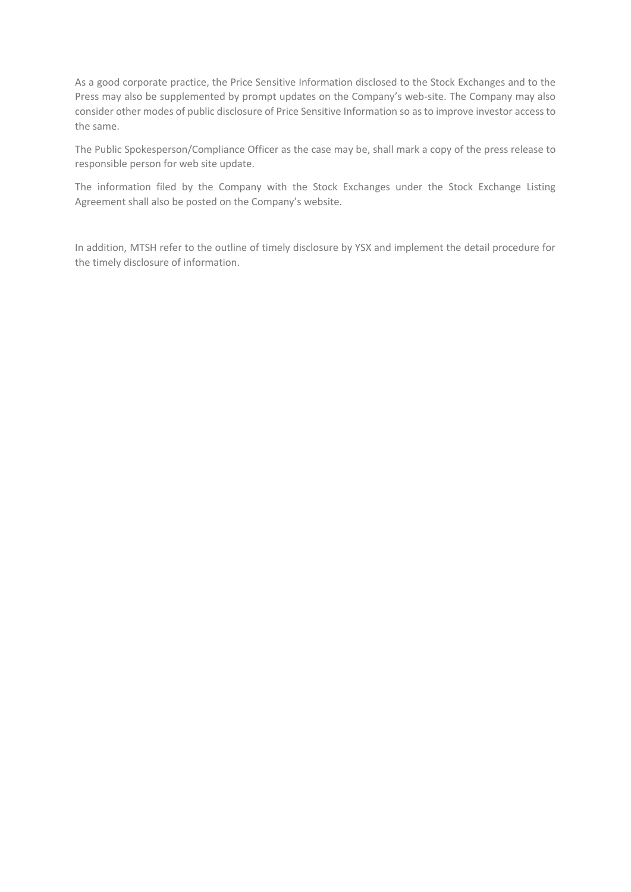As a good corporate practice, the Price Sensitive Information disclosed to the Stock Exchanges and to the Press may also be supplemented by prompt updates on the Company's web-site. The Company may also consider other modes of public disclosure of Price Sensitive Information so as to improve investor access to the same.

The Public Spokesperson/Compliance Officer as the case may be, shall mark a copy of the press release to responsible person for web site update.

The information filed by the Company with the Stock Exchanges under the Stock Exchange Listing Agreement shall also be posted on the Company's website.

In addition, MTSH refer to the outline of timely disclosure by YSX and implement the detail procedure for the timely disclosure of information.